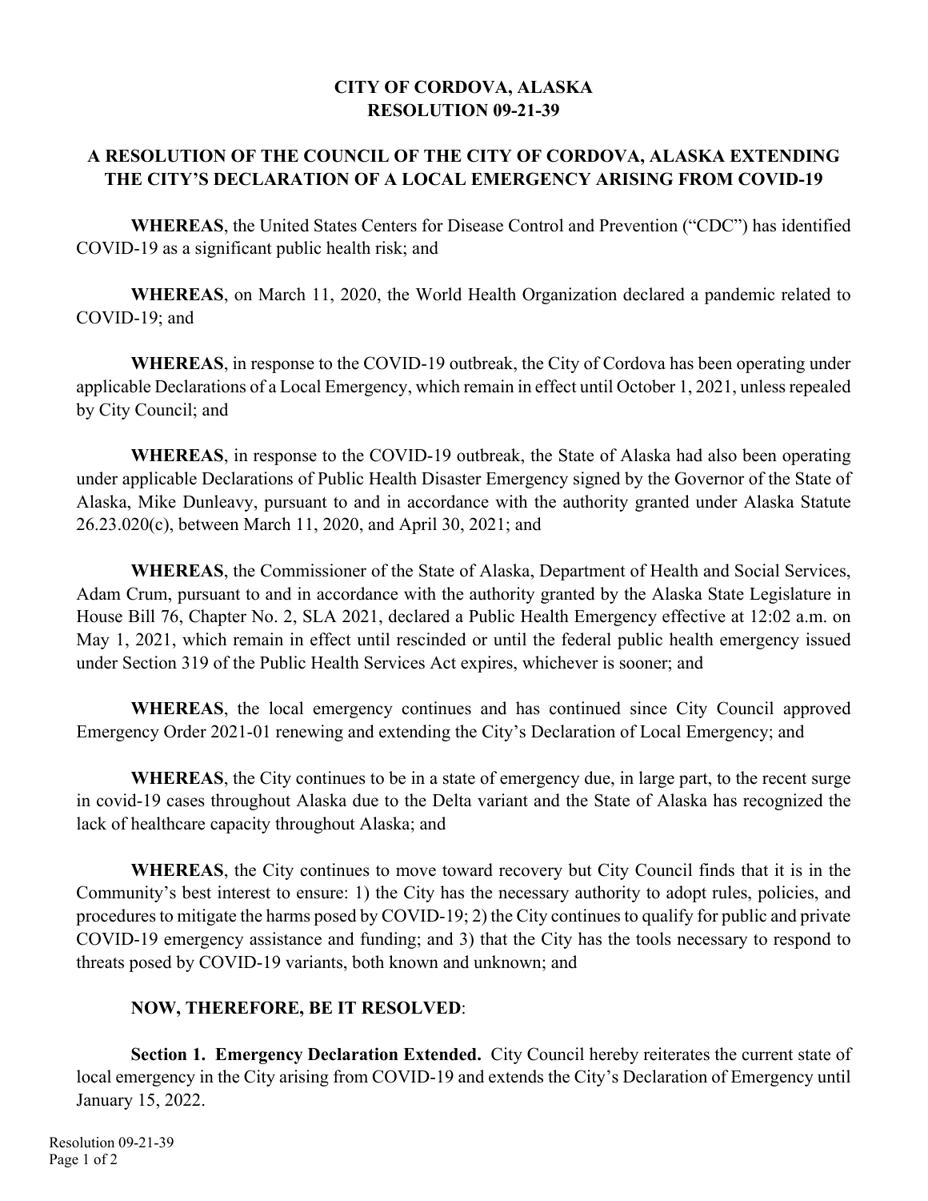# CITY OF CORDOVA, ALASKA
# RESOLUTION 09-21-39

## A RESOLUTION OF THE COUNCIL OF THE CITY OF CORDOVA, ALASKA EXTENDING THE CITY'S DECLARATION OF A LOCAL EMERGENCY ARISING FROM COVID-19

**WHEREAS**, the United States Centers for Disease Control and Prevention ("CDC") has identified COVID-19 as a significant public health risk; and

**WHEREAS**, on March 11, 2020, the World Health Organization declared a pandemic related to COVID-19; and

**WHEREAS**, in response to the COVID-19 outbreak, the City of Cordova has been operating under applicable Declarations of a Local Emergency, which remain in effect until October 1, 2021, unless repealed by City Council; and

**WHEREAS**, in response to the COVID-19 outbreak, the State of Alaska had also been operating under applicable Declarations of Public Health Disaster Emergency signed by the Governor of the State of Alaska, Mike Dunleavy, pursuant to and in accordance with the authority granted under Alaska Statute 26.23.020(c), between March 11, 2020, and April 30, 2021; and

**WHEREAS**, the Commissioner of the State of Alaska, Department of Health and Social Services, Adam Crum, pursuant to and in accordance with the authority granted by the Alaska State Legislature in House Bill 76, Chapter No. 2, SLA 2021, declared a Public Health Emergency effective at 12:02 a.m. on May 1, 2021, which remain in effect until rescinded or until the federal public health emergency issued under Section 319 of the Public Health Services Act expires, whichever is sooner; and

**WHEREAS**, the local emergency continues and has continued since City Council approved Emergency Order 2021-01 renewing and extending the City's Declaration of Local Emergency; and

**WHEREAS**, the City continues to be in a state of emergency due, in large part, to the recent surge in covid-19 cases throughout Alaska due to the Delta variant and the State of Alaska has recognized the lack of healthcare capacity throughout Alaska; and

**WHEREAS**, the City continues to move toward recovery but City Council finds that it is in the Community's best interest to ensure: 1) the City has the necessary authority to adopt rules, policies, and procedures to mitigate the harms posed by COVID-19; 2) the City continues to qualify for public and private COVID-19 emergency assistance and funding; and 3) that the City has the tools necessary to respond to threats posed by COVID-19 variants, both known and unknown; and

**NOW, THEREFORE, BE IT RESOLVED**:

**Section 1. Emergency Declaration Extended.** City Council hereby reiterates the current state of local emergency in the City arising from COVID-19 and extends the City's Declaration of Emergency until January 15, 2022.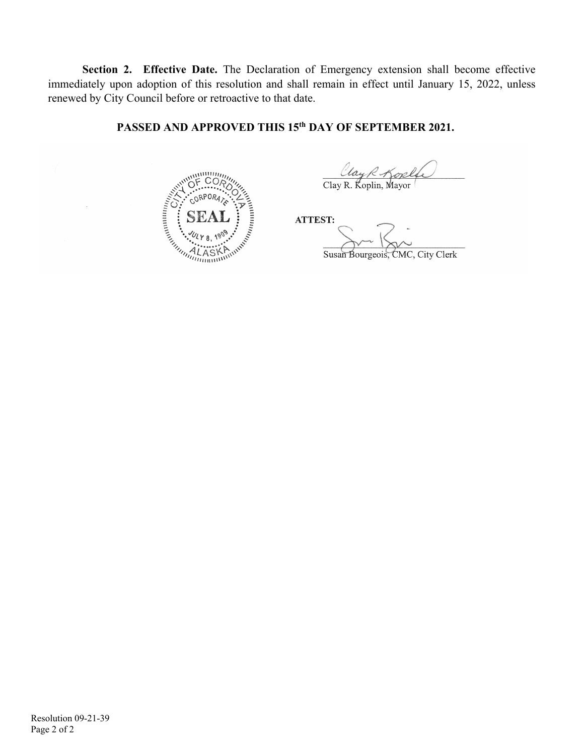**Section 2. Effective Date.** The Declaration of Emergency extension shall become effective immediately upon adoption of this resolution and shall remain in effect until January 15, 2022, unless renewed by City Council before or retroactive to that date.

**PASSED AND APPROVED THIS 15th DAY OF SEPTEMBER 2021.**

CITY OF CORDOVA CORPORATE SEAL JULY 8, 1909 ALASKA

Clay R. Koplin, Mayor

**ATTEST:**

Susan Bourgeois, CMC, City Clerk

Resolution 09-21-39